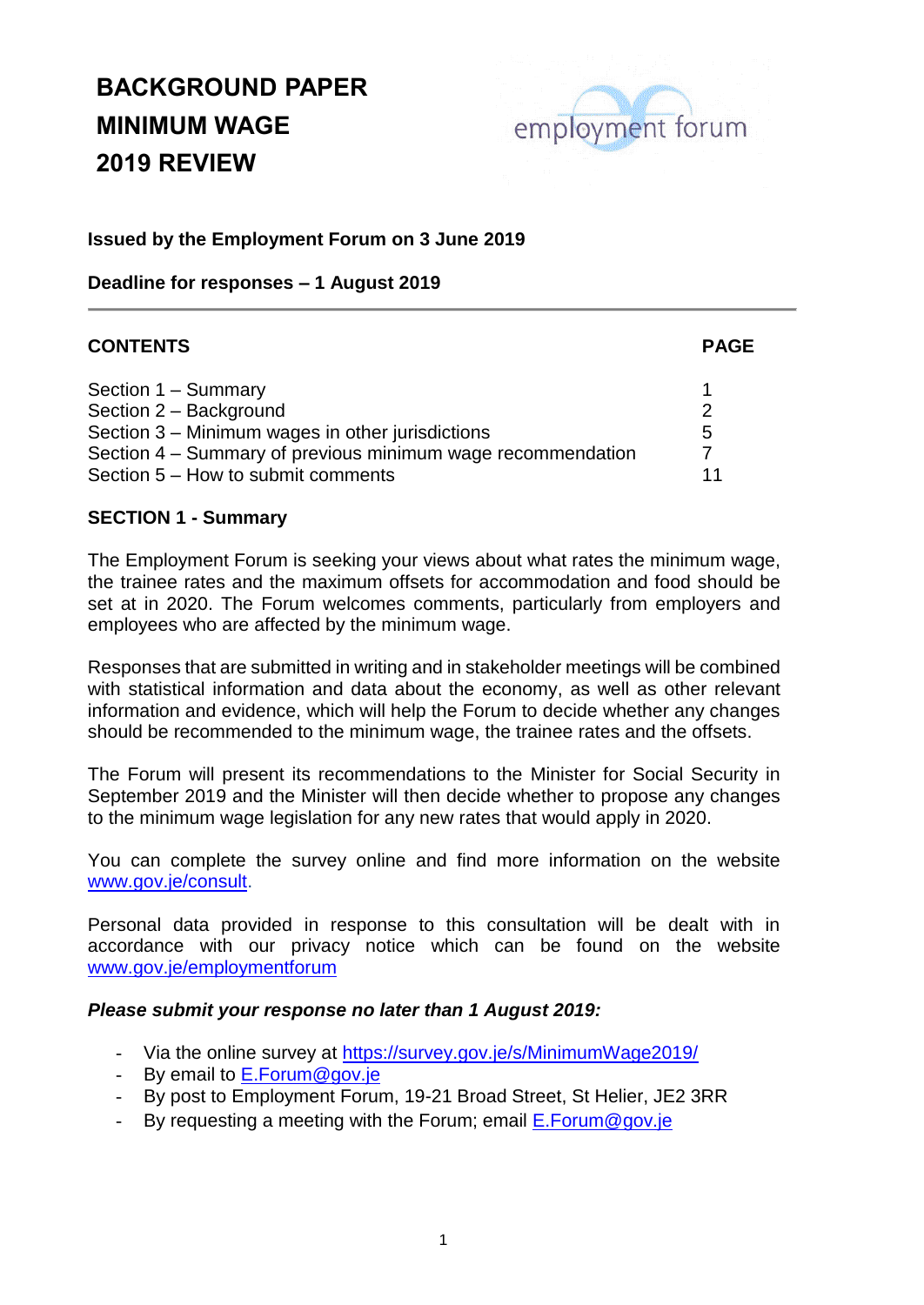# BACKGROUND PAPER
# MINIMUM WAGE
# 2019 REVIEW

employment forum

**Issued by the Employment Forum on 3 June 2019**

**Deadline for responses – 1 August 2019**

| **CONTENTS** | **PAGE** |
|---|---|
| Section 1 – Summary | 1 |
| Section 2 – Background | 2 |
| Section 3 – Minimum wages in other jurisdictions | 5 |
| Section 4 – Summary of previous minimum wage recommendation | 7 |
| Section 5 – How to submit comments | 11 |

## SECTION 1 - Summary

The Employment Forum is seeking your views about what rates the minimum wage, the trainee rates and the maximum offsets for accommodation and food should be set at in 2020. The Forum welcomes comments, particularly from employers and employees who are affected by the minimum wage.

Responses that are submitted in writing and in stakeholder meetings will be combined with statistical information and data about the economy, as well as other relevant information and evidence, which will help the Forum to decide whether any changes should be recommended to the minimum wage, the trainee rates and the offsets.

The Forum will present its recommendations to the Minister for Social Security in September 2019 and the Minister will then decide whether to propose any changes to the minimum wage legislation for any new rates that would apply in 2020.

You can complete the survey online and find more information on the website www.gov.je/consult.

Personal data provided in response to this consultation will be dealt with in accordance with our privacy notice which can be found on the website www.gov.je/employmentforum

***Please submit your response no later than 1 August 2019:***

- Via the online survey at https://survey.gov.je/s/MinimumWage2019/
- By email to E.Forum@gov.je
- By post to Employment Forum, 19-21 Broad Street, St Helier, JE2 3RR
- By requesting a meeting with the Forum; email E.Forum@gov.je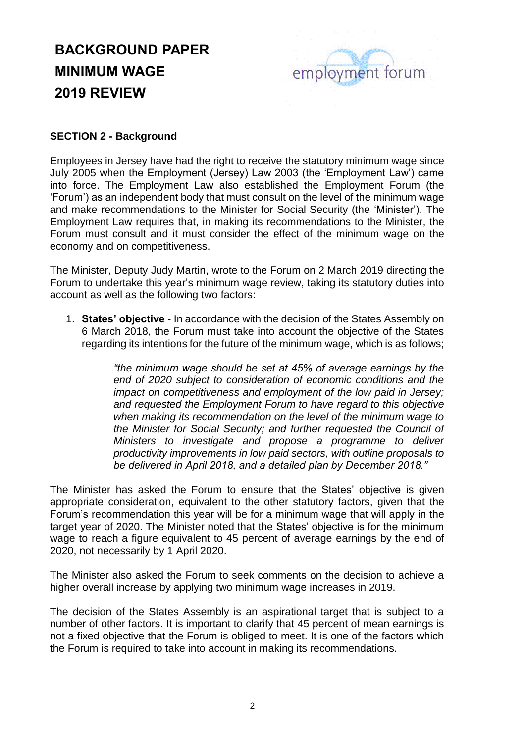# BACKGROUND PAPER
# MINIMUM WAGE
# 2019 REVIEW

employment forum

**SECTION 2 - Background**

Employees in Jersey have had the right to receive the statutory minimum wage since July 2005 when the Employment (Jersey) Law 2003 (the 'Employment Law') came into force. The Employment Law also established the Employment Forum (the 'Forum') as an independent body that must consult on the level of the minimum wage and make recommendations to the Minister for Social Security (the 'Minister'). The Employment Law requires that, in making its recommendations to the Minister, the Forum must consult and it must consider the effect of the minimum wage on the economy and on competitiveness.

The Minister, Deputy Judy Martin, wrote to the Forum on 2 March 2019 directing the Forum to undertake this year's minimum wage review, taking its statutory duties into account as well as the following two factors:

1. **States' objective** - In accordance with the decision of the States Assembly on 6 March 2018, the Forum must take into account the objective of the States regarding its intentions for the future of the minimum wage, which is as follows;

> *"the minimum wage should be set at 45% of average earnings by the end of 2020 subject to consideration of economic conditions and the impact on competitiveness and employment of the low paid in Jersey; and requested the Employment Forum to have regard to this objective when making its recommendation on the level of the minimum wage to the Minister for Social Security; and further requested the Council of Ministers to investigate and propose a programme to deliver productivity improvements in low paid sectors, with outline proposals to be delivered in April 2018, and a detailed plan by December 2018."*

The Minister has asked the Forum to ensure that the States' objective is given appropriate consideration, equivalent to the other statutory factors, given that the Forum's recommendation this year will be for a minimum wage that will apply in the target year of 2020. The Minister noted that the States' objective is for the minimum wage to reach a figure equivalent to 45 percent of average earnings by the end of 2020, not necessarily by 1 April 2020.

The Minister also asked the Forum to seek comments on the decision to achieve a higher overall increase by applying two minimum wage increases in 2019.

The decision of the States Assembly is an aspirational target that is subject to a number of other factors. It is important to clarify that 45 percent of mean earnings is not a fixed objective that the Forum is obliged to meet. It is one of the factors which the Forum is required to take into account in making its recommendations.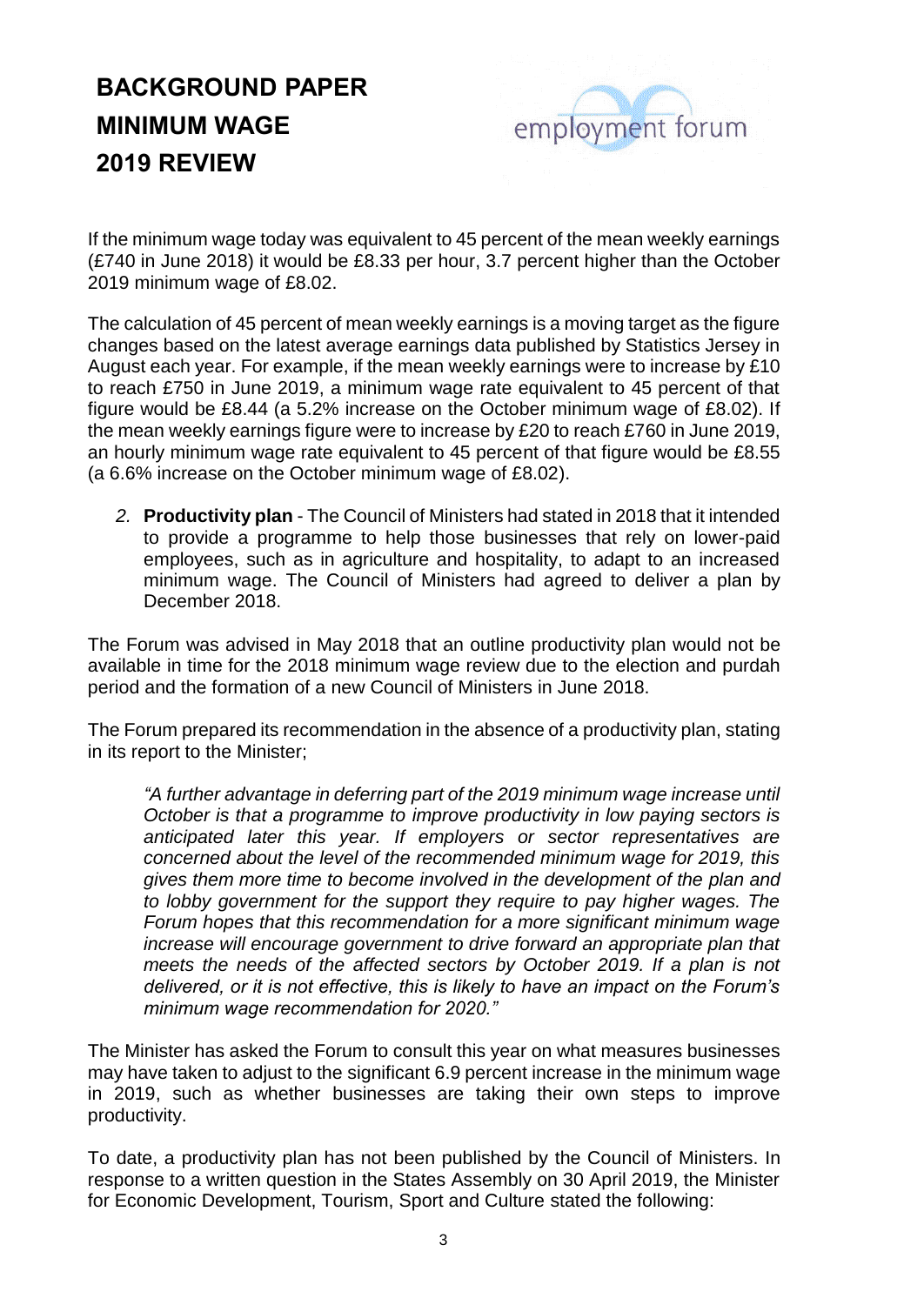# BACKGROUND PAPER
# MINIMUM WAGE
# 2019 REVIEW

employment forum

If the minimum wage today was equivalent to 45 percent of the mean weekly earnings (£740 in June 2018) it would be £8.33 per hour, 3.7 percent higher than the October 2019 minimum wage of £8.02.

The calculation of 45 percent of mean weekly earnings is a moving target as the figure changes based on the latest average earnings data published by Statistics Jersey in August each year. For example, if the mean weekly earnings were to increase by £10 to reach £750 in June 2019, a minimum wage rate equivalent to 45 percent of that figure would be £8.44 (a 5.2% increase on the October minimum wage of £8.02). If the mean weekly earnings figure were to increase by £20 to reach £760 in June 2019, an hourly minimum wage rate equivalent to 45 percent of that figure would be £8.55 (a 6.6% increase on the October minimum wage of £8.02).

2. **Productivity plan** - The Council of Ministers had stated in 2018 that it intended to provide a programme to help those businesses that rely on lower-paid employees, such as in agriculture and hospitality, to adapt to an increased minimum wage. The Council of Ministers had agreed to deliver a plan by December 2018.

The Forum was advised in May 2018 that an outline productivity plan would not be available in time for the 2018 minimum wage review due to the election and purdah period and the formation of a new Council of Ministers in June 2018.

The Forum prepared its recommendation in the absence of a productivity plan, stating in its report to the Minister;

> *"A further advantage in deferring part of the 2019 minimum wage increase until October is that a programme to improve productivity in low paying sectors is anticipated later this year. If employers or sector representatives are concerned about the level of the recommended minimum wage for 2019, this gives them more time to become involved in the development of the plan and to lobby government for the support they require to pay higher wages. The Forum hopes that this recommendation for a more significant minimum wage increase will encourage government to drive forward an appropriate plan that meets the needs of the affected sectors by October 2019. If a plan is not delivered, or it is not effective, this is likely to have an impact on the Forum's minimum wage recommendation for 2020."*

The Minister has asked the Forum to consult this year on what measures businesses may have taken to adjust to the significant 6.9 percent increase in the minimum wage in 2019, such as whether businesses are taking their own steps to improve productivity.

To date, a productivity plan has not been published by the Council of Ministers. In response to a written question in the States Assembly on 30 April 2019, the Minister for Economic Development, Tourism, Sport and Culture stated the following: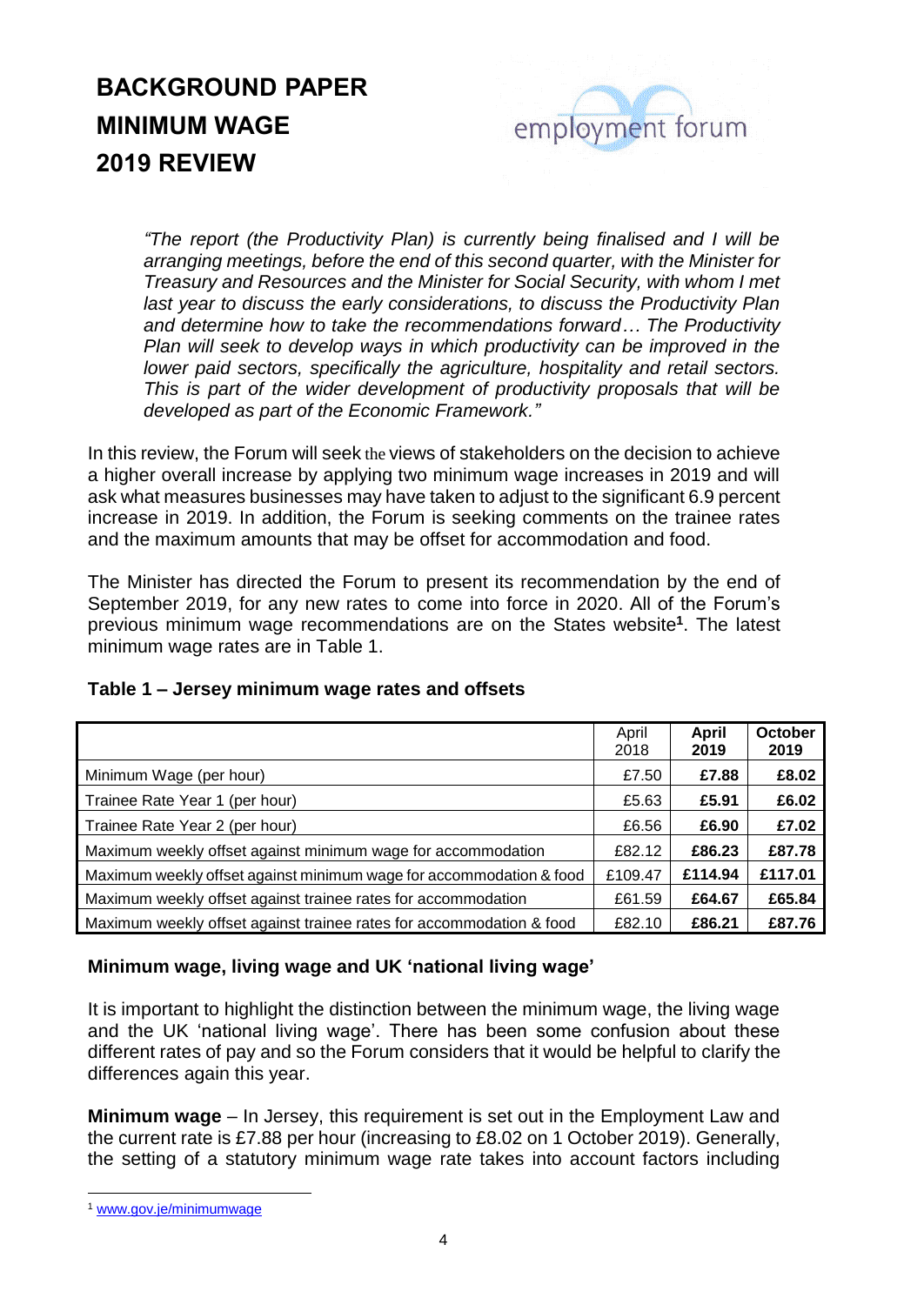# BACKGROUND PAPER
# MINIMUM WAGE
# 2019 REVIEW

employment forum

*"The report (the Productivity Plan) is currently being finalised and I will be arranging meetings, before the end of this second quarter, with the Minister for Treasury and Resources and the Minister for Social Security, with whom I met last year to discuss the early considerations, to discuss the Productivity Plan and determine how to take the recommendations forward… The Productivity Plan will seek to develop ways in which productivity can be improved in the lower paid sectors, specifically the agriculture, hospitality and retail sectors. This is part of the wider development of productivity proposals that will be developed as part of the Economic Framework."*

In this review, the Forum will seek the views of stakeholders on the decision to achieve a higher overall increase by applying two minimum wage increases in 2019 and will ask what measures businesses may have taken to adjust to the significant 6.9 percent increase in 2019. In addition, the Forum is seeking comments on the trainee rates and the maximum amounts that may be offset for accommodation and food.

The Minister has directed the Forum to present its recommendation by the end of September 2019, for any new rates to come into force in 2020. All of the Forum's previous minimum wage recommendations are on the States website[1]. The latest minimum wage rates are in Table 1.

**Table 1 – Jersey minimum wage rates and offsets**

| | April 2018 | **April 2019** | **October 2019** |
|---|---|---|---|
| Minimum Wage (per hour) | £7.50 | **£7.88** | **£8.02** |
| Trainee Rate Year 1 (per hour) | £5.63 | **£5.91** | **£6.02** |
| Trainee Rate Year 2 (per hour) | £6.56 | **£6.90** | **£7.02** |
| Maximum weekly offset against minimum wage for accommodation | £82.12 | **£86.23** | **£87.78** |
| Maximum weekly offset against minimum wage for accommodation & food | £109.47 | **£114.94** | **£117.01** |
| Maximum weekly offset against trainee rates for accommodation | £61.59 | **£64.67** | **£65.84** |
| Maximum weekly offset against trainee rates for accommodation & food | £82.10 | **£86.21** | **£87.76** |

### Minimum wage, living wage and UK 'national living wage'

It is important to highlight the distinction between the minimum wage, the living wage and the UK 'national living wage'. There has been some confusion about these different rates of pay and so the Forum considers that it would be helpful to clarify the differences again this year.

**Minimum wage** – In Jersey, this requirement is set out in the Employment Law and the current rate is £7.88 per hour (increasing to £8.02 on 1 October 2019). Generally, the setting of a statutory minimum wage rate takes into account factors including

[1] www.gov.je/minimumwage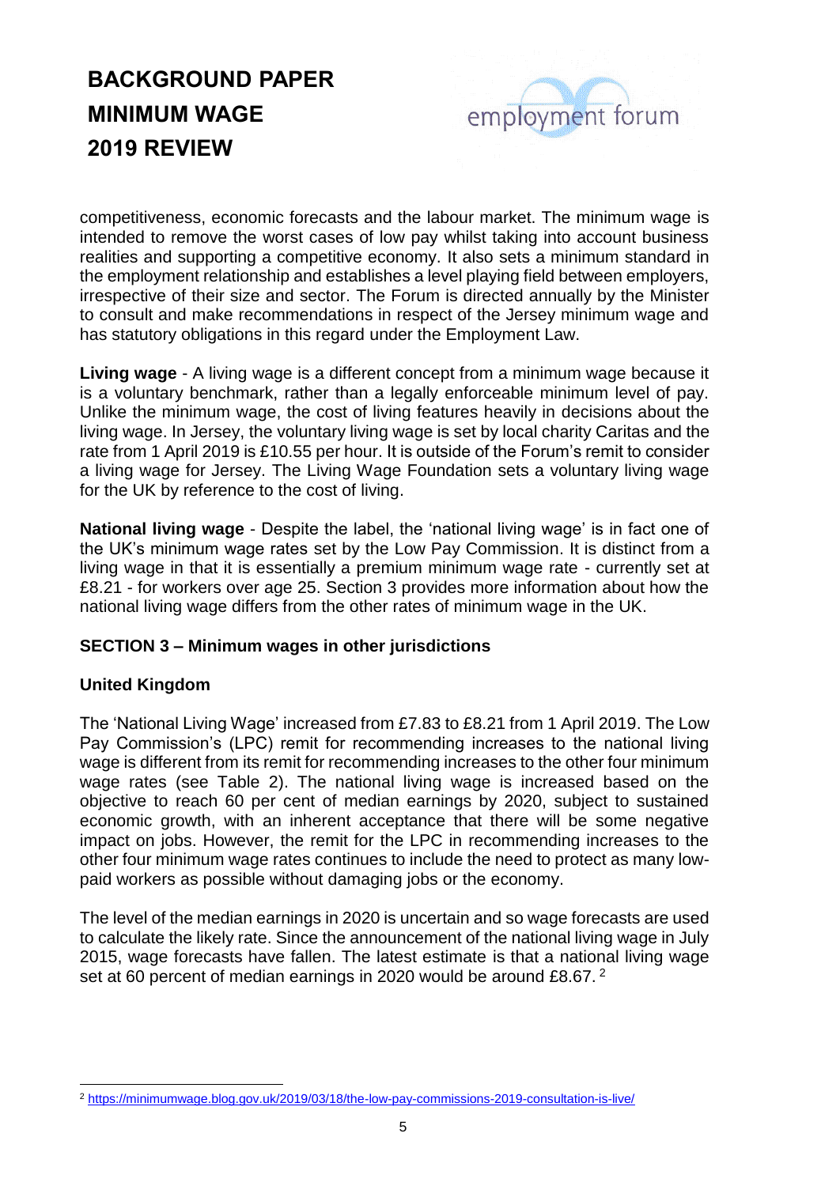competitiveness, economic forecasts and the labour market. The minimum wage is intended to remove the worst cases of low pay whilst taking into account business realities and supporting a competitive economy. It also sets a minimum standard in the employment relationship and establishes a level playing field between employers, irrespective of their size and sector. The Forum is directed annually by the Minister to consult and make recommendations in respect of the Jersey minimum wage and has statutory obligations in this regard under the Employment Law.

**Living wage** - A living wage is a different concept from a minimum wage because it is a voluntary benchmark, rather than a legally enforceable minimum level of pay. Unlike the minimum wage, the cost of living features heavily in decisions about the living wage. In Jersey, the voluntary living wage is set by local charity Caritas and the rate from 1 April 2019 is £10.55 per hour. It is outside of the Forum's remit to consider a living wage for Jersey. The Living Wage Foundation sets a voluntary living wage for the UK by reference to the cost of living.

**National living wage** - Despite the label, the 'national living wage' is in fact one of the UK's minimum wage rates set by the Low Pay Commission. It is distinct from a living wage in that it is essentially a premium minimum wage rate - currently set at £8.21 - for workers over age 25. Section 3 provides more information about how the national living wage differs from the other rates of minimum wage in the UK.

## SECTION 3 – Minimum wages in other jurisdictions

### United Kingdom

The 'National Living Wage' increased from £7.83 to £8.21 from 1 April 2019. The Low Pay Commission's (LPC) remit for recommending increases to the national living wage is different from its remit for recommending increases to the other four minimum wage rates (see Table 2). The national living wage is increased based on the objective to reach 60 per cent of median earnings by 2020, subject to sustained economic growth, with an inherent acceptance that there will be some negative impact on jobs. However, the remit for the LPC in recommending increases to the other four minimum wage rates continues to include the need to protect as many low-paid workers as possible without damaging jobs or the economy.

The level of the median earnings in 2020 is uncertain and so wage forecasts are used to calculate the likely rate. Since the announcement of the national living wage in July 2015, wage forecasts have fallen. The latest estimate is that a national living wage set at 60 percent of median earnings in 2020 would be around £8.67. [2]

---

[2] https://minimumwage.blog.gov.uk/2019/03/18/the-low-pay-commissions-2019-consultation-is-live/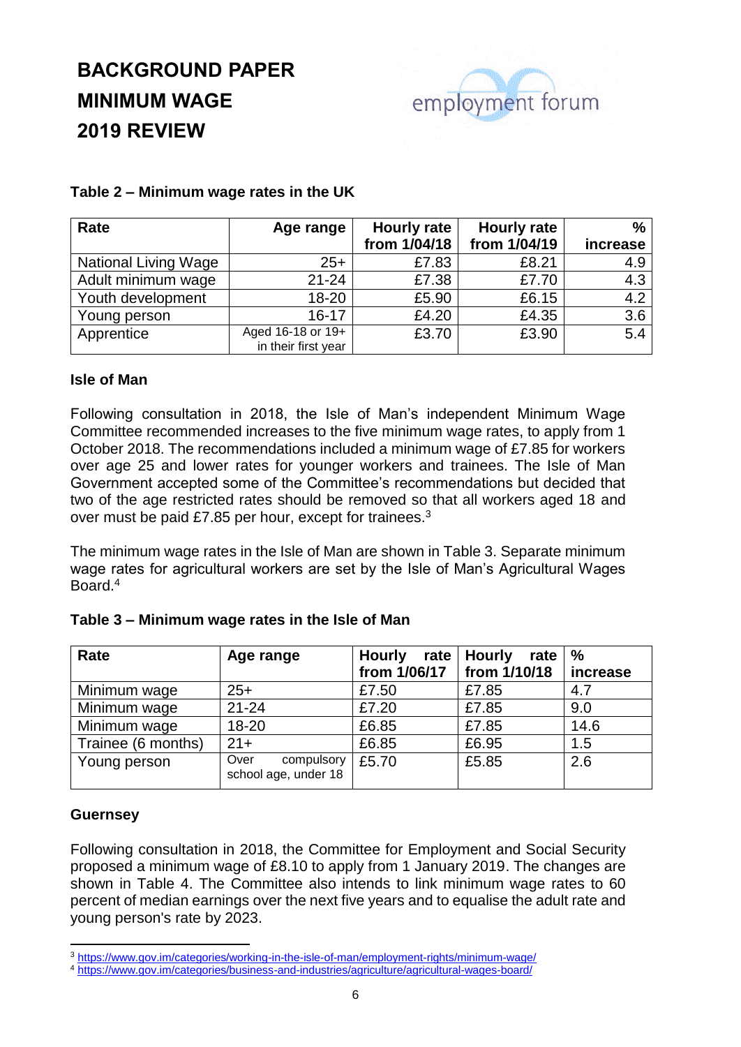# BACKGROUND PAPER
# MINIMUM WAGE
# 2019 REVIEW

**Table 2 – Minimum wage rates in the UK**

| Rate | Age range | Hourly rate from 1/04/18 | Hourly rate from 1/04/19 | % increase |
|---|---|---|---|---|
| National Living Wage | 25+ | £7.83 | £8.21 | 4.9 |
| Adult minimum wage | 21-24 | £7.38 | £7.70 | 4.3 |
| Youth development | 18-20 | £5.90 | £6.15 | 4.2 |
| Young person | 16-17 | £4.20 | £4.35 | 3.6 |
| Apprentice | Aged 16-18 or 19+ in their first year | £3.70 | £3.90 | 5.4 |

### Isle of Man

Following consultation in 2018, the Isle of Man's independent Minimum Wage Committee recommended increases to the five minimum wage rates, to apply from 1 October 2018. The recommendations included a minimum wage of £7.85 for workers over age 25 and lower rates for younger workers and trainees. The Isle of Man Government accepted some of the Committee's recommendations but decided that two of the age restricted rates should be removed so that all workers aged 18 and over must be paid £7.85 per hour, except for trainees.[3]

The minimum wage rates in the Isle of Man are shown in Table 3. Separate minimum wage rates for agricultural workers are set by the Isle of Man's Agricultural Wages Board.[4]

**Table 3 – Minimum wage rates in the Isle of Man**

| Rate | Age range | Hourly rate from 1/06/17 | Hourly rate from 1/10/18 | % increase |
|---|---|---|---|---|
| Minimum wage | 25+ | £7.50 | £7.85 | 4.7 |
| Minimum wage | 21-24 | £7.20 | £7.85 | 9.0 |
| Minimum wage | 18-20 | £6.85 | £7.85 | 14.6 |
| Trainee (6 months) | 21+ | £6.85 | £6.95 | 1.5 |
| Young person | Over compulsory school age, under 18 | £5.70 | £5.85 | 2.6 |

### Guernsey

Following consultation in 2018, the Committee for Employment and Social Security proposed a minimum wage of £8.10 to apply from 1 January 2019. The changes are shown in Table 4. The Committee also intends to link minimum wage rates to 60 percent of median earnings over the next five years and to equalise the adult rate and young person's rate by 2023.

[3] https://www.gov.im/categories/working-in-the-isle-of-man/employment-rights/minimum-wage/
[4] https://www.gov.im/categories/business-and-industries/agriculture/agricultural-wages-board/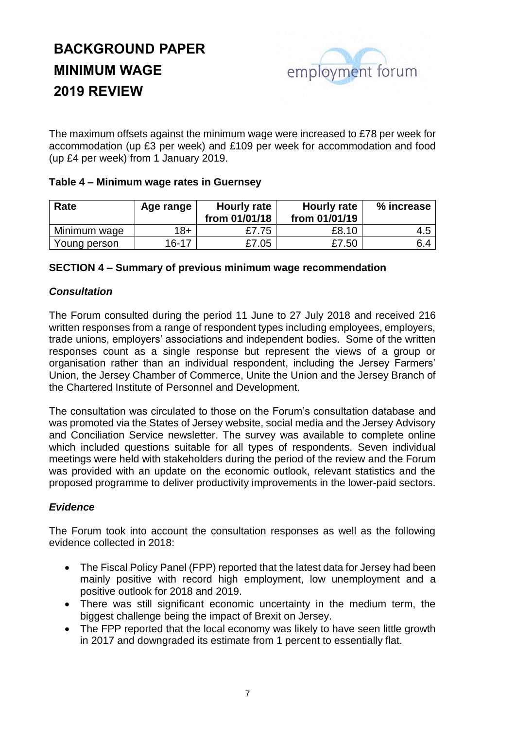# BACKGROUND PAPER
# MINIMUM WAGE
# 2019 REVIEW

The maximum offsets against the minimum wage were increased to £78 per week for accommodation (up £3 per week) and £109 per week for accommodation and food (up £4 per week) from 1 January 2019.

**Table 4 – Minimum wage rates in Guernsey**

| Rate | Age range | Hourly rate from 01/01/18 | Hourly rate from 01/01/19 | % increase |
|---|---|---|---|---|
| Minimum wage | 18+ | £7.75 | £8.10 | 4.5 |
| Young person | 16-17 | £7.05 | £7.50 | 6.4 |

## SECTION 4 – Summary of previous minimum wage recommendation

### *Consultation*

The Forum consulted during the period 11 June to 27 July 2018 and received 216 written responses from a range of respondent types including employees, employers, trade unions, employers' associations and independent bodies. Some of the written responses count as a single response but represent the views of a group or organisation rather than an individual respondent, including the Jersey Farmers' Union, the Jersey Chamber of Commerce, Unite the Union and the Jersey Branch of the Chartered Institute of Personnel and Development.

The consultation was circulated to those on the Forum's consultation database and was promoted via the States of Jersey website, social media and the Jersey Advisory and Conciliation Service newsletter. The survey was available to complete online which included questions suitable for all types of respondents. Seven individual meetings were held with stakeholders during the period of the review and the Forum was provided with an update on the economic outlook, relevant statistics and the proposed programme to deliver productivity improvements in the lower-paid sectors.

### *Evidence*

The Forum took into account the consultation responses as well as the following evidence collected in 2018:

- The Fiscal Policy Panel (FPP) reported that the latest data for Jersey had been mainly positive with record high employment, low unemployment and a positive outlook for 2018 and 2019.
- There was still significant economic uncertainty in the medium term, the biggest challenge being the impact of Brexit on Jersey.
- The FPP reported that the local economy was likely to have seen little growth in 2017 and downgraded its estimate from 1 percent to essentially flat.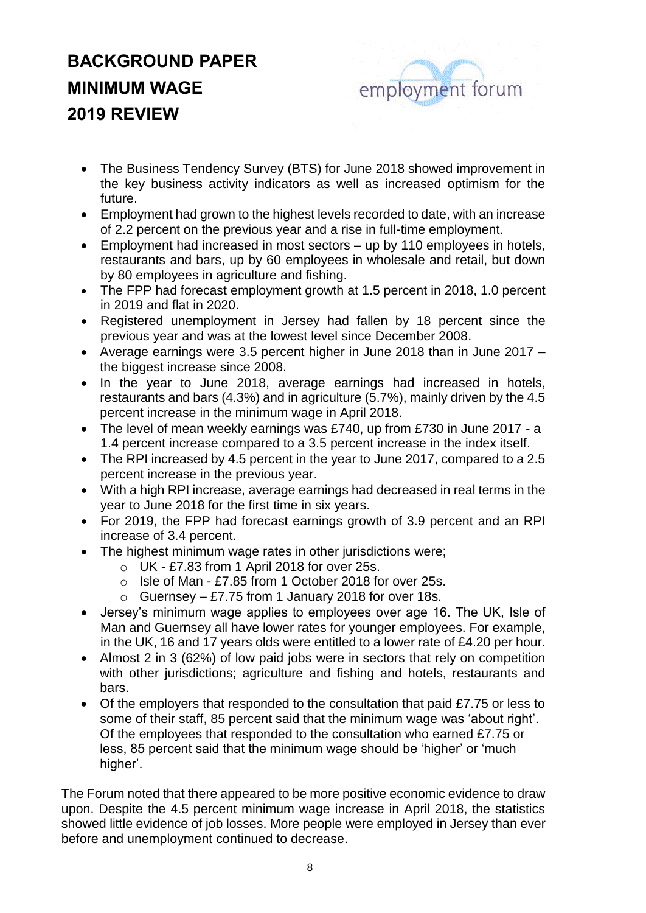# BACKGROUND PAPER
# MINIMUM WAGE
# 2019 REVIEW

employment forum

- The Business Tendency Survey (BTS) for June 2018 showed improvement in the key business activity indicators as well as increased optimism for the future.
- Employment had grown to the highest levels recorded to date, with an increase of 2.2 percent on the previous year and a rise in full-time employment.
- Employment had increased in most sectors – up by 110 employees in hotels, restaurants and bars, up by 60 employees in wholesale and retail, but down by 80 employees in agriculture and fishing.
- The FPP had forecast employment growth at 1.5 percent in 2018, 1.0 percent in 2019 and flat in 2020.
- Registered unemployment in Jersey had fallen by 18 percent since the previous year and was at the lowest level since December 2008.
- Average earnings were 3.5 percent higher in June 2018 than in June 2017 – the biggest increase since 2008.
- In the year to June 2018, average earnings had increased in hotels, restaurants and bars (4.3%) and in agriculture (5.7%), mainly driven by the 4.5 percent increase in the minimum wage in April 2018.
- The level of mean weekly earnings was £740, up from £730 in June 2017 - a 1.4 percent increase compared to a 3.5 percent increase in the index itself.
- The RPI increased by 4.5 percent in the year to June 2017, compared to a 2.5 percent increase in the previous year.
- With a high RPI increase, average earnings had decreased in real terms in the year to June 2018 for the first time in six years.
- For 2019, the FPP had forecast earnings growth of 3.9 percent and an RPI increase of 3.4 percent.
- The highest minimum wage rates in other jurisdictions were;
  - UK - £7.83 from 1 April 2018 for over 25s.
  - Isle of Man - £7.85 from 1 October 2018 for over 25s.
  - Guernsey – £7.75 from 1 January 2018 for over 18s.
- Jersey's minimum wage applies to employees over age 16. The UK, Isle of Man and Guernsey all have lower rates for younger employees. For example, in the UK, 16 and 17 years olds were entitled to a lower rate of £4.20 per hour.
- Almost 2 in 3 (62%) of low paid jobs were in sectors that rely on competition with other jurisdictions; agriculture and fishing and hotels, restaurants and bars.
- Of the employers that responded to the consultation that paid £7.75 or less to some of their staff, 85 percent said that the minimum wage was 'about right'. Of the employees that responded to the consultation who earned £7.75 or less, 85 percent said that the minimum wage should be 'higher' or 'much higher'.

The Forum noted that there appeared to be more positive economic evidence to draw upon. Despite the 4.5 percent minimum wage increase in April 2018, the statistics showed little evidence of job losses. More people were employed in Jersey than ever before and unemployment continued to decrease.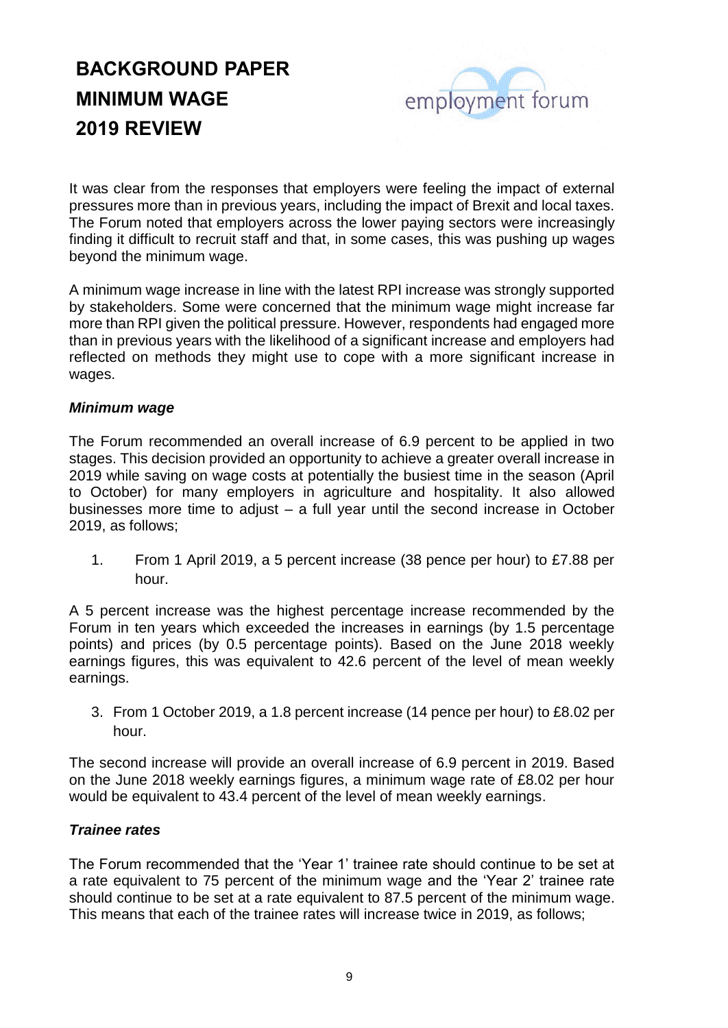# BACKGROUND PAPER
# MINIMUM WAGE
# 2019 REVIEW

employment forum

It was clear from the responses that employers were feeling the impact of external pressures more than in previous years, including the impact of Brexit and local taxes. The Forum noted that employers across the lower paying sectors were increasingly finding it difficult to recruit staff and that, in some cases, this was pushing up wages beyond the minimum wage.

A minimum wage increase in line with the latest RPI increase was strongly supported by stakeholders. Some were concerned that the minimum wage might increase far more than RPI given the political pressure. However, respondents had engaged more than in previous years with the likelihood of a significant increase and employers had reflected on methods they might use to cope with a more significant increase in wages.

### *Minimum wage*

The Forum recommended an overall increase of 6.9 percent to be applied in two stages. This decision provided an opportunity to achieve a greater overall increase in 2019 while saving on wage costs at potentially the busiest time in the season (April to October) for many employers in agriculture and hospitality. It also allowed businesses more time to adjust – a full year until the second increase in October 2019, as follows;

1. From 1 April 2019, a 5 percent increase (38 pence per hour) to £7.88 per hour.

A 5 percent increase was the highest percentage increase recommended by the Forum in ten years which exceeded the increases in earnings (by 1.5 percentage points) and prices (by 0.5 percentage points). Based on the June 2018 weekly earnings figures, this was equivalent to 42.6 percent of the level of mean weekly earnings.

3. From 1 October 2019, a 1.8 percent increase (14 pence per hour) to £8.02 per hour.

The second increase will provide an overall increase of 6.9 percent in 2019. Based on the June 2018 weekly earnings figures, a minimum wage rate of £8.02 per hour would be equivalent to 43.4 percent of the level of mean weekly earnings.

### *Trainee rates*

The Forum recommended that the 'Year 1' trainee rate should continue to be set at a rate equivalent to 75 percent of the minimum wage and the 'Year 2' trainee rate should continue to be set at a rate equivalent to 87.5 percent of the minimum wage. This means that each of the trainee rates will increase twice in 2019, as follows;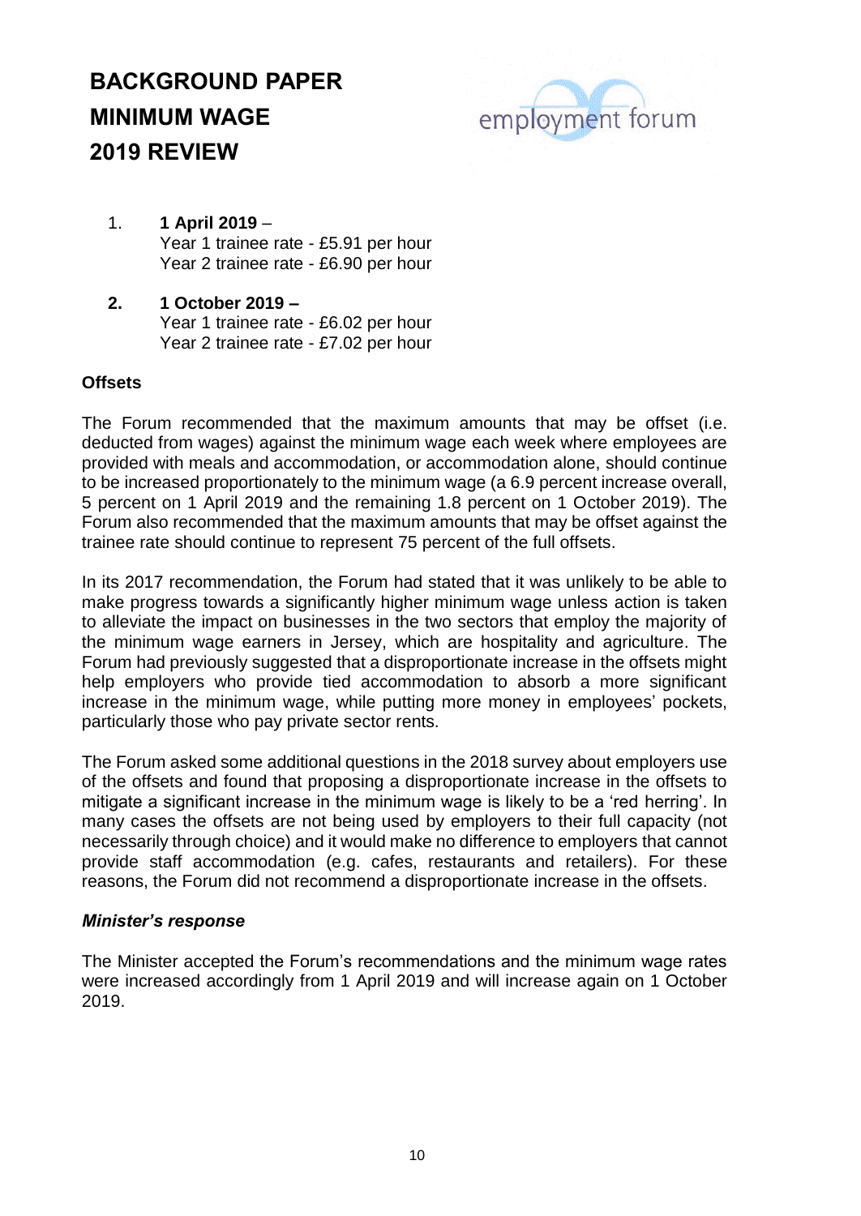# BACKGROUND PAPER
# MINIMUM WAGE
# 2019 REVIEW

employment forum

1. **1 April 2019** –
   Year 1 trainee rate - £5.91 per hour
   Year 2 trainee rate - £6.90 per hour

2. **1 October 2019 –**
   Year 1 trainee rate - £6.02 per hour
   Year 2 trainee rate - £7.02 per hour

**Offsets**

The Forum recommended that the maximum amounts that may be offset (i.e. deducted from wages) against the minimum wage each week where employees are provided with meals and accommodation, or accommodation alone, should continue to be increased proportionately to the minimum wage (a 6.9 percent increase overall, 5 percent on 1 April 2019 and the remaining 1.8 percent on 1 October 2019). The Forum also recommended that the maximum amounts that may be offset against the trainee rate should continue to represent 75 percent of the full offsets.

In its 2017 recommendation, the Forum had stated that it was unlikely to be able to make progress towards a significantly higher minimum wage unless action is taken to alleviate the impact on businesses in the two sectors that employ the majority of the minimum wage earners in Jersey, which are hospitality and agriculture. The Forum had previously suggested that a disproportionate increase in the offsets might help employers who provide tied accommodation to absorb a more significant increase in the minimum wage, while putting more money in employees' pockets, particularly those who pay private sector rents.

The Forum asked some additional questions in the 2018 survey about employers use of the offsets and found that proposing a disproportionate increase in the offsets to mitigate a significant increase in the minimum wage is likely to be a 'red herring'. In many cases the offsets are not being used by employers to their full capacity (not necessarily through choice) and it would make no difference to employers that cannot provide staff accommodation (e.g. cafes, restaurants and retailers). For these reasons, the Forum did not recommend a disproportionate increase in the offsets.

***Minister's response***

The Minister accepted the Forum's recommendations and the minimum wage rates were increased accordingly from 1 April 2019 and will increase again on 1 October 2019.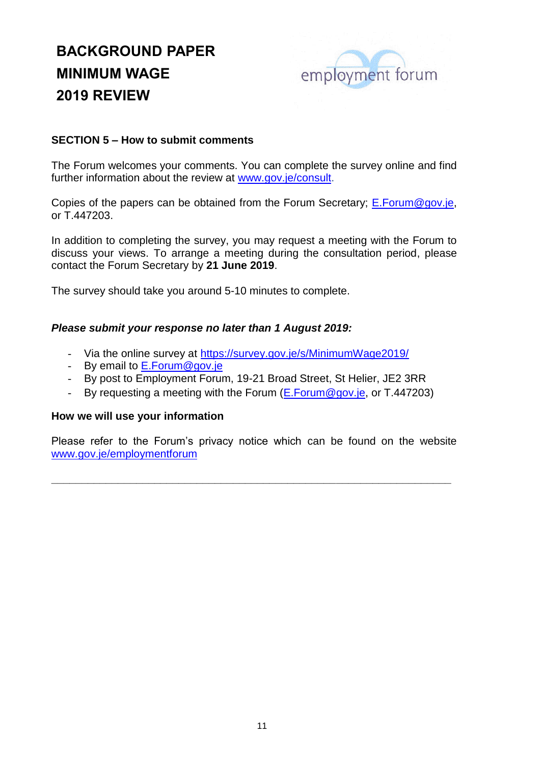# BACKGROUND PAPER
# MINIMUM WAGE
# 2019 REVIEW

employment forum

## SECTION 5 – How to submit comments

The Forum welcomes your comments. You can complete the survey online and find further information about the review at www.gov.je/consult.

Copies of the papers can be obtained from the Forum Secretary; E.Forum@gov.je, or T.447203.

In addition to completing the survey, you may request a meeting with the Forum to discuss your views. To arrange a meeting during the consultation period, please contact the Forum Secretary by **21 June 2019**.

The survey should take you around 5-10 minutes to complete.

***Please submit your response no later than 1 August 2019:***

- Via the online survey at https://survey.gov.je/s/MinimumWage2019/
- By email to E.Forum@gov.je
- By post to Employment Forum, 19-21 Broad Street, St Helier, JE2 3RR
- By requesting a meeting with the Forum (E.Forum@gov.je, or T.447203)

### How we will use your information

Please refer to the Forum's privacy notice which can be found on the website www.gov.je/employmentforum

---